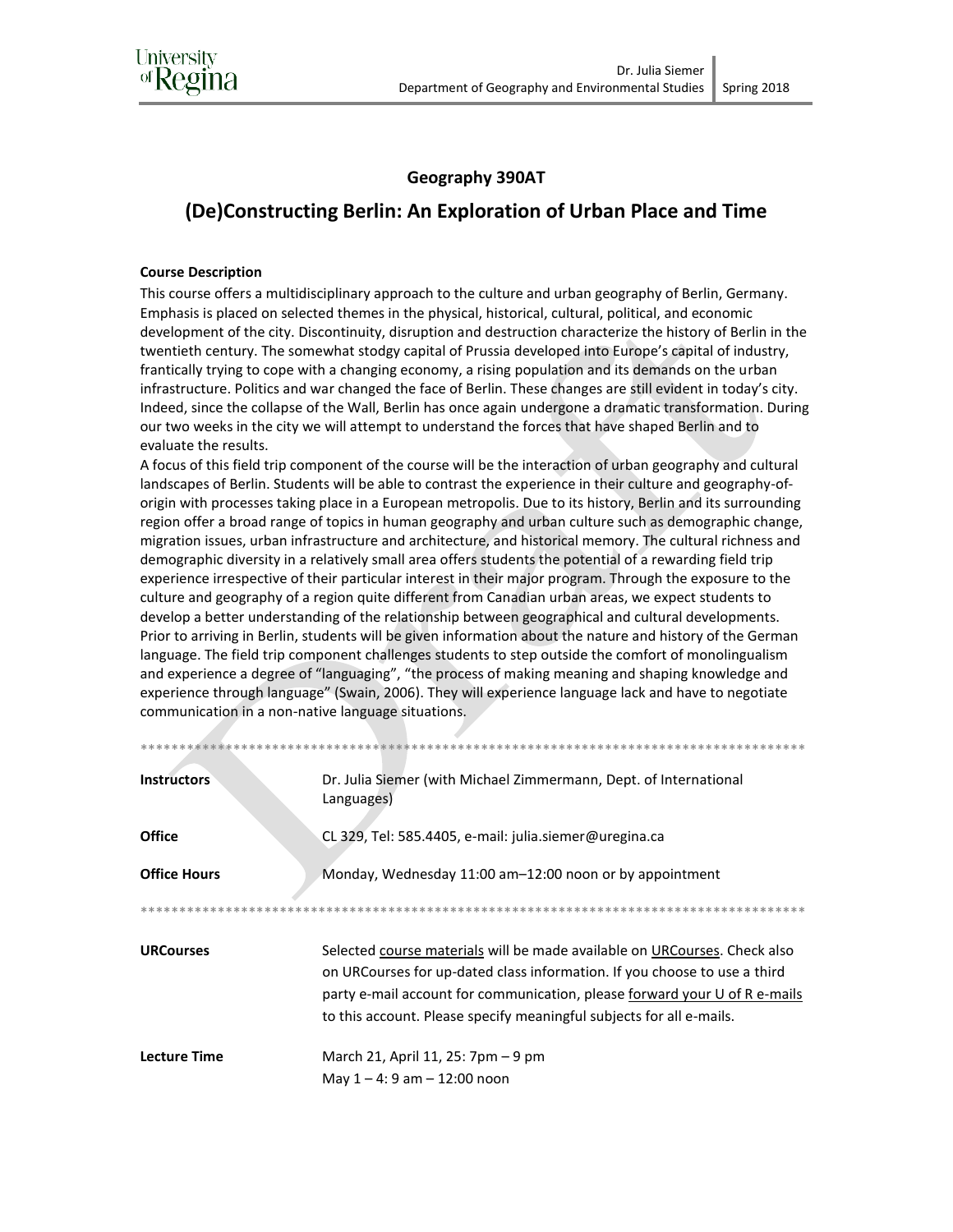## Geography 390AT

# (De)Constructing Berlin: An Exploration of Urban Place and Time

**Course Description**

This course offers a multidisciplinary approach to the culture and urban geography of Berlin, Germany. Emphasis is placed on selected themes in the physical, historical, cultural, political, and economic development of the city. Discontinuity, disruption and destruction characterize the history of Berlin in the twentieth century. The somewhat stodgy capital of Prussia developed into Europe's capital of industry, frantically trying to cope with a changing economy, a rising population and its demands on the urban infrastructure. Politics and war changed the face of Berlin. These changes are still evident in today's city. Indeed, since the collapse of the Wall, Berlin has once again undergone a dramatic transformation. During our two weeks in the city we will attempt to understand the forces that have shaped Berlin and to evaluate the results.

A focus of this field trip component of the course will be the interaction of urban geography and cultural landscapes of Berlin. Students will be able to contrast the experience in their culture and geography-of-origin with processes taking place in a European metropolis. Due to its history, Berlin and its surrounding region offer a broad range of topics in human geography and urban culture such as demographic change, migration issues, urban infrastructure and architecture, and historical memory. The cultural richness and demographic diversity in a relatively small area offers students the potential of a rewarding field trip experience irrespective of their particular interest in their major program. Through the exposure to the culture and geography of a region quite different from Canadian urban areas, we expect students to develop a better understanding of the relationship between geographical and cultural developments. Prior to arriving in Berlin, students will be given information about the nature and history of the German language. The field trip component challenges students to step outside the comfort of monolingualism and experience a degree of "languaging", "the process of making meaning and shaping knowledge and experience through language" (Swain, 2006). They will experience language lack and have to negotiate communication in a non-native language situations.

******************************************************************************************

| | |
|---|---|
| **Instructors** | Dr. Julia Siemer (with Michael Zimmermann, Dept. of International Languages) |
| **Office** | CL 329, Tel: 585.4405, e-mail: julia.siemer@uregina.ca |
| **Office Hours** | Monday, Wednesday 11:00 am–12:00 noon or by appointment |

******************************************************************************************

| | |
|---|---|
| **URCourses** | Selected course materials will be made available on URCourses. Check also on URCourses for up-dated class information. If you choose to use a third party e-mail account for communication, please forward your U of R e-mails to this account. Please specify meaningful subjects for all e-mails. |
| **Lecture Time** | March 21, April 11, 25: 7pm – 9 pm<br>May 1 – 4: 9 am – 12:00 noon |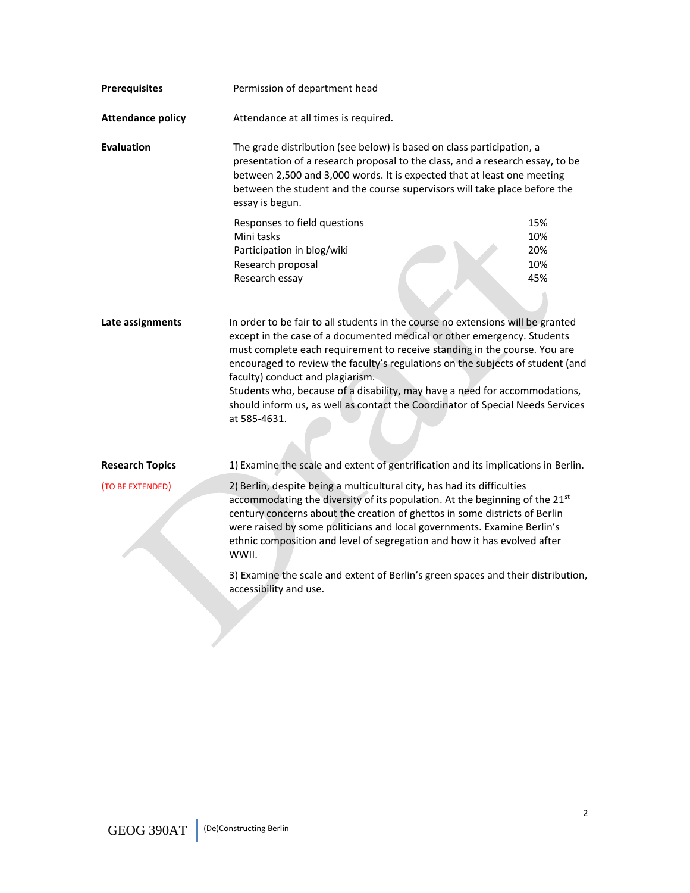**Prerequisites** Permission of department head

**Attendance policy** Attendance at all times is required.

**Evaluation** The grade distribution (see below) is based on class participation, a presentation of a research proposal to the class, and a research essay, to be between 2,500 and 3,000 words. It is expected that at least one meeting between the student and the course supervisors will take place before the essay is begun.

| | |
|---|---|
| Responses to field questions | 15% |
| Mini tasks | 10% |
| Participation in blog/wiki | 20% |
| Research proposal | 10% |
| Research essay | 45% |

**Late assignments** In order to be fair to all students in the course no extensions will be granted except in the case of a documented medical or other emergency. Students must complete each requirement to receive standing in the course. You are encouraged to review the faculty's regulations on the subjects of student (and faculty) conduct and plagiarism.
Students who, because of a disability, may have a need for accommodations, should inform us, as well as contact the Coordinator of Special Needs Services at 585-4631.

**Research Topics**

(TO BE EXTENDED)

1) Examine the scale and extent of gentrification and its implications in Berlin.

2) Berlin, despite being a multicultural city, has had its difficulties accommodating the diversity of its population. At the beginning of the 21st century concerns about the creation of ghettos in some districts of Berlin were raised by some politicians and local governments. Examine Berlin's ethnic composition and level of segregation and how it has evolved after WWII.

3) Examine the scale and extent of Berlin's green spaces and their distribution, accessibility and use.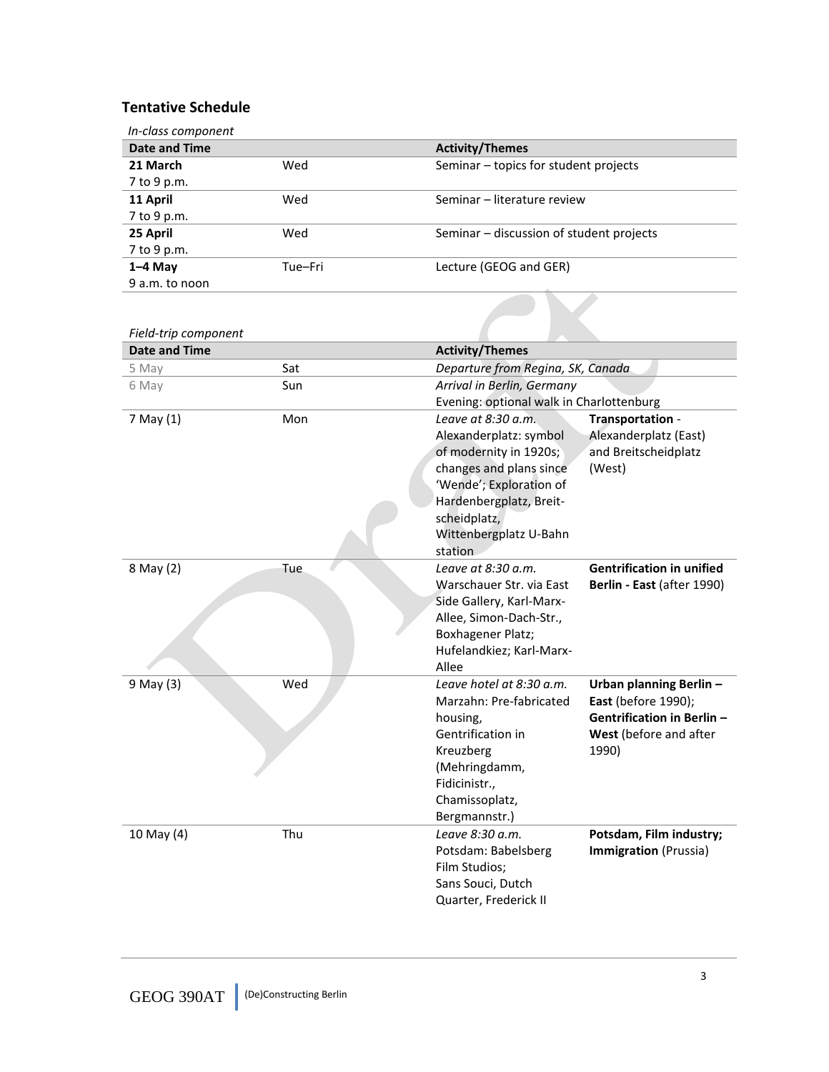## Tentative Schedule

*In-class component*

| Date and Time | | Activity/Themes |
|---|---|---|
| **21 March** 7 to 9 p.m. | Wed | Seminar – topics for student projects |
| **11 April** 7 to 9 p.m. | Wed | Seminar – literature review |
| **25 April** 7 to 9 p.m. | Wed | Seminar – discussion of student projects |
| **1–4 May** 9 a.m. to noon | Tue–Fri | Lecture (GEOG and GER) |

*Field-trip component*

| Date and Time | | Activity/Themes | |
|---|---|---|---|
| 5 May | Sat | *Departure from Regina, SK, Canada* | |
| 6 May | Sun | *Arrival in Berlin, Germany* Evening: optional walk in Charlottenburg | |
| 7 May (1) | Mon | *Leave at 8:30 a.m.* Alexanderplatz: symbol of modernity in 1920s; changes and plans since 'Wende'; Exploration of Hardenbergplatz, Breit-scheidplatz, Wittenbergplatz U-Bahn station | **Transportation** - Alexanderplatz (East) and Breitscheidplatz (West) |
| 8 May (2) | Tue | *Leave at 8:30 a.m.* Warschauer Str. via East Side Gallery, Karl-Marx-Allee, Simon-Dach-Str., Boxhagener Platz; Hufelandkiez; Karl-Marx-Allee | **Gentrification in unified Berlin - East** (after 1990) |
| 9 May (3) | Wed | *Leave hotel at 8:30 a.m.* Marzahn: Pre-fabricated housing, Gentrification in Kreuzberg (Mehringdamm, Fidicinistr., Chamissoplatz, Bergmannstr.) | **Urban planning Berlin – East** (before 1990); **Gentrification in Berlin – West** (before and after 1990) |
| 10 May (4) | Thu | *Leave 8:30 a.m.* Potsdam: Babelsberg Film Studios; Sans Souci, Dutch Quarter, Frederick II | **Potsdam, Film industry; Immigration** (Prussia) |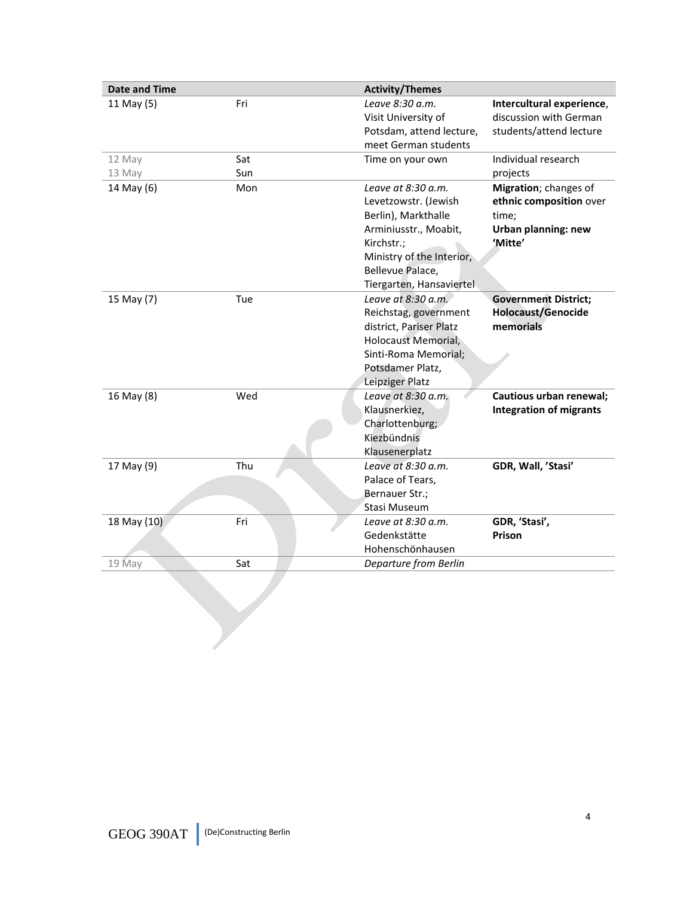| Date and Time | | Activity/Themes | |
|---|---|---|---|
| 11 May (5) | Fri | *Leave 8:30 a.m.* Visit University of Potsdam, attend lecture, meet German students | **Intercultural experience**, discussion with German students/attend lecture |
| 12 May<br>13 May | Sat<br>Sun | Time on your own | Individual research projects |
| 14 May (6) | Mon | *Leave at 8:30 a.m.* Levetzowstr. (Jewish Berlin), Markthalle Arminiusstr., Moabit, Kirchstr.; Ministry of the Interior, Bellevue Palace, Tiergarten, Hansaviertel | **Migration**; changes of **ethnic composition** over time; **Urban planning: new 'Mitte'** |
| 15 May (7) | Tue | *Leave at 8:30 a.m.* Reichstag, government district, Pariser Platz Holocaust Memorial, Sinti-Roma Memorial; Potsdamer Platz, Leipziger Platz | **Government District; Holocaust/Genocide memorials** |
| 16 May (8) | Wed | *Leave at 8:30 a.m.* Klausnerkiez, Charlottenburg; Kiezbündnis Klausenerplatz | **Cautious urban renewal; Integration of migrants** |
| 17 May (9) | Thu | *Leave at 8:30 a.m.* Palace of Tears, Bernauer Str.; Stasi Museum | **GDR, Wall, 'Stasi'** |
| 18 May (10) | Fri | *Leave at 8:30 a.m.* Gedenkstätte Hohenschönhausen | **GDR, 'Stasi', Prison** |
| 19 May | Sat | *Departure from Berlin* | |